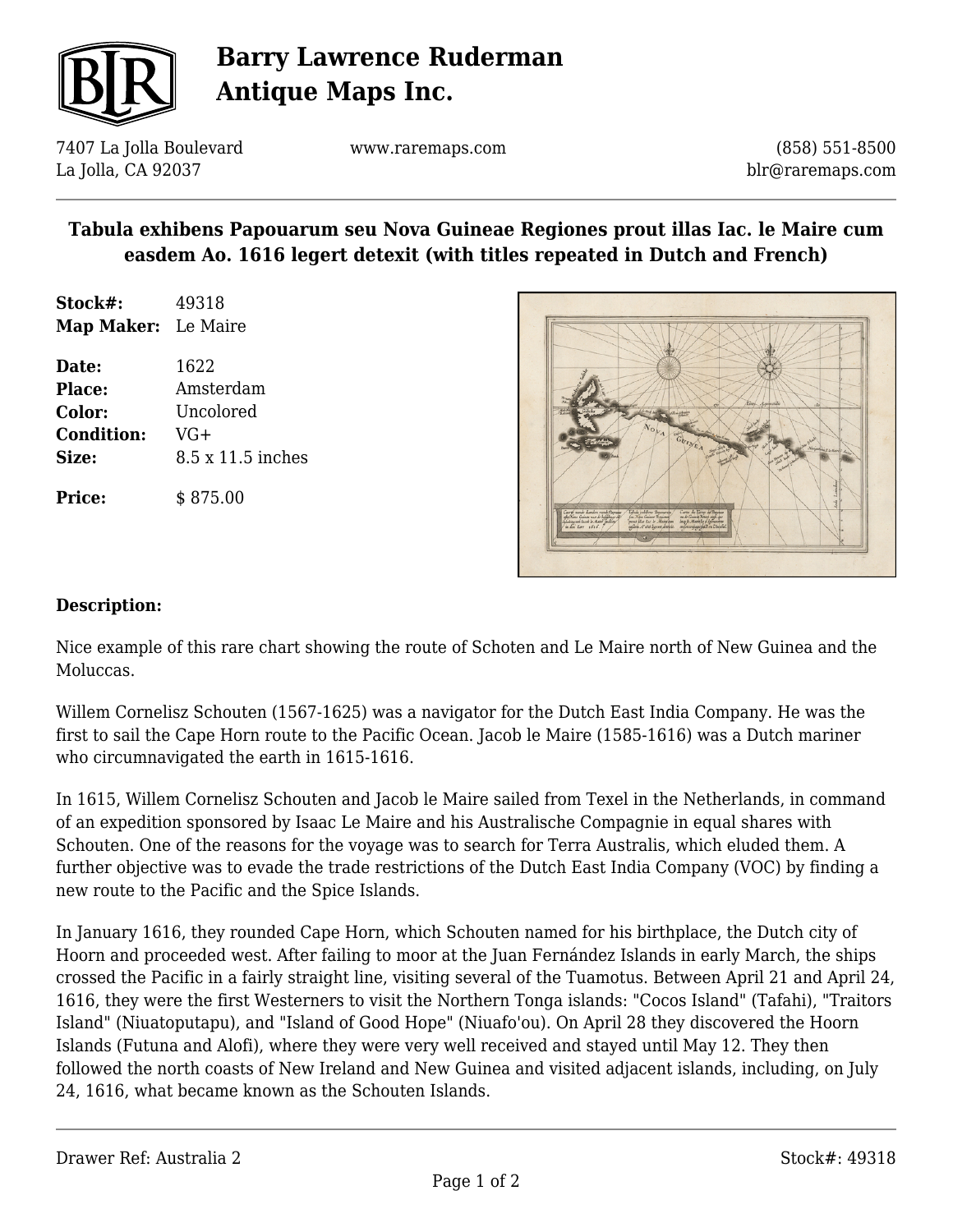# Barry Lawrence Ruderman Antique Maps Inc.

7407 La Jolla Boulevard
La Jolla, CA 92037

www.raremaps.com

(858) 551-8500
blr@raremaps.com

## Tabula exhibens Papouarum seu Nova Guineae Regiones prout illas Iac. le Maire cum easdem Ao. 1616 legert detexit (with titles repeated in Dutch and French)

**Stock#:** 49318
**Map Maker:** Le Maire

**Date:** 1622
**Place:** Amsterdam
**Color:** Uncolored
**Condition:** VG+
**Size:** 8.5 x 11.5 inches

**Price:** $ 875.00

### Description:

Nice example of this rare chart showing the route of Schoten and Le Maire north of New Guinea and the Moluccas.

Willem Cornelisz Schouten (1567-1625) was a navigator for the Dutch East India Company. He was the first to sail the Cape Horn route to the Pacific Ocean. Jacob le Maire (1585-1616) was a Dutch mariner who circumnavigated the earth in 1615-1616.

In 1615, Willem Cornelisz Schouten and Jacob le Maire sailed from Texel in the Netherlands, in command of an expedition sponsored by Isaac Le Maire and his Australische Compagnie in equal shares with Schouten. One of the reasons for the voyage was to search for Terra Australis, which eluded them. A further objective was to evade the trade restrictions of the Dutch East India Company (VOC) by finding a new route to the Pacific and the Spice Islands.

In January 1616, they rounded Cape Horn, which Schouten named for his birthplace, the Dutch city of Hoorn and proceeded west. After failing to moor at the Juan Fernández Islands in early March, the ships crossed the Pacific in a fairly straight line, visiting several of the Tuamotus. Between April 21 and April 24, 1616, they were the first Westerners to visit the Northern Tonga islands: "Cocos Island" (Tafahi), "Traitors Island" (Niuatoputapu), and "Island of Good Hope" (Niuafo'ou). On April 28 they discovered the Hoorn Islands (Futuna and Alofi), where they were very well received and stayed until May 12. They then followed the north coasts of New Ireland and New Guinea and visited adjacent islands, including, on July 24, 1616, what became known as the Schouten Islands.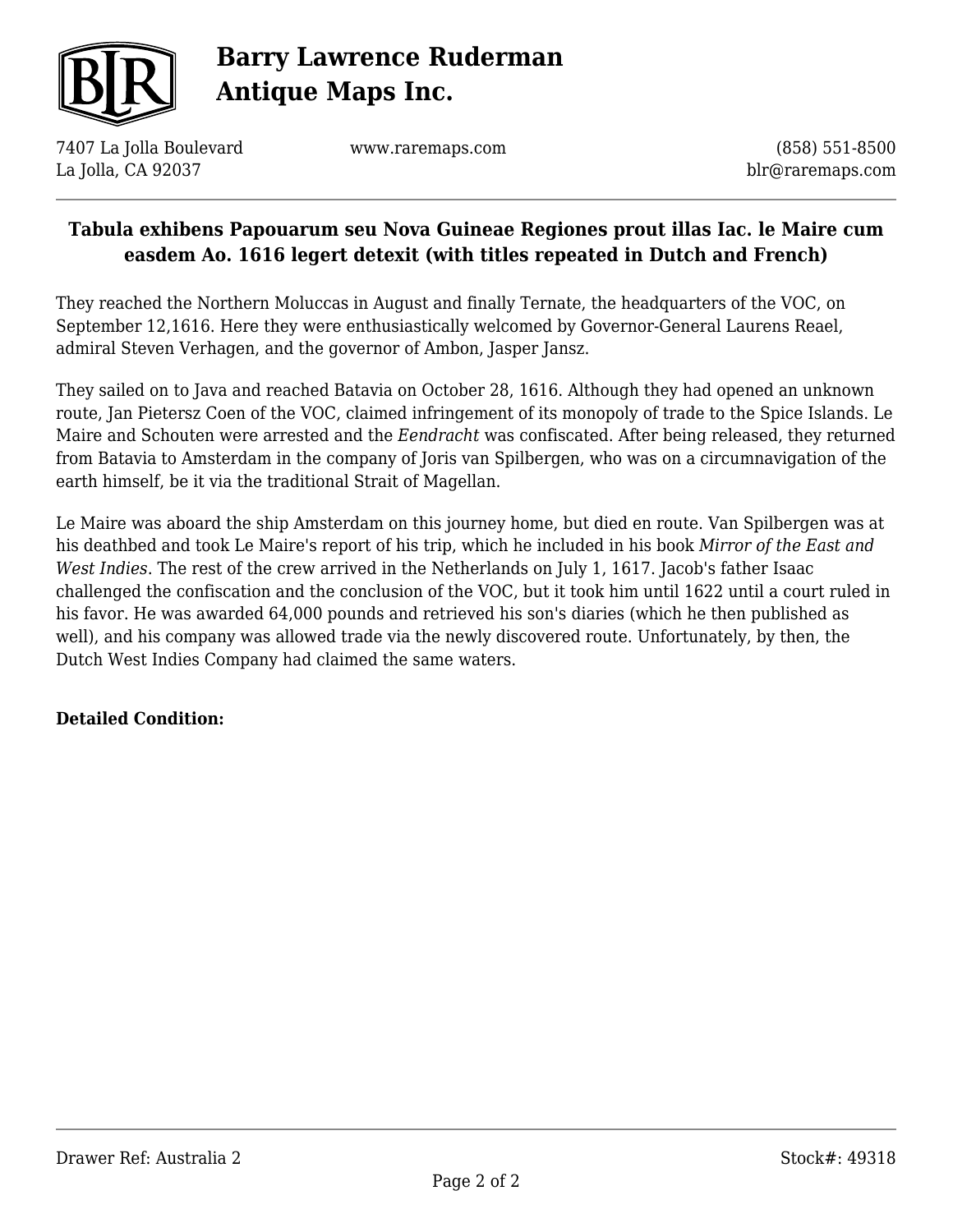**Tabula exhibens Papouarum seu Nova Guineae Regiones prout illas Iac. le Maire cum easdem Ao. 1616 legert detexit (with titles repeated in Dutch and French)**

They reached the Northern Moluccas in August and finally Ternate, the headquarters of the VOC, on September 12,1616. Here they were enthusiastically welcomed by Governor-General Laurens Reael, admiral Steven Verhagen, and the governor of Ambon, Jasper Jansz.

They sailed on to Java and reached Batavia on October 28, 1616. Although they had opened an unknown route, Jan Pietersz Coen of the VOC, claimed infringement of its monopoly of trade to the Spice Islands. Le Maire and Schouten were arrested and the *Eendracht* was confiscated. After being released, they returned from Batavia to Amsterdam in the company of Joris van Spilbergen, who was on a circumnavigation of the earth himself, be it via the traditional Strait of Magellan.

Le Maire was aboard the ship Amsterdam on this journey home, but died en route. Van Spilbergen was at his deathbed and took Le Maire's report of his trip, which he included in his book *Mirror of the East and West Indies*. The rest of the crew arrived in the Netherlands on July 1, 1617. Jacob's father Isaac challenged the confiscation and the conclusion of the VOC, but it took him until 1622 until a court ruled in his favor. He was awarded 64,000 pounds and retrieved his son's diaries (which he then published as well), and his company was allowed trade via the newly discovered route. Unfortunately, by then, the Dutch West Indies Company had claimed the same waters.

**Detailed Condition:**